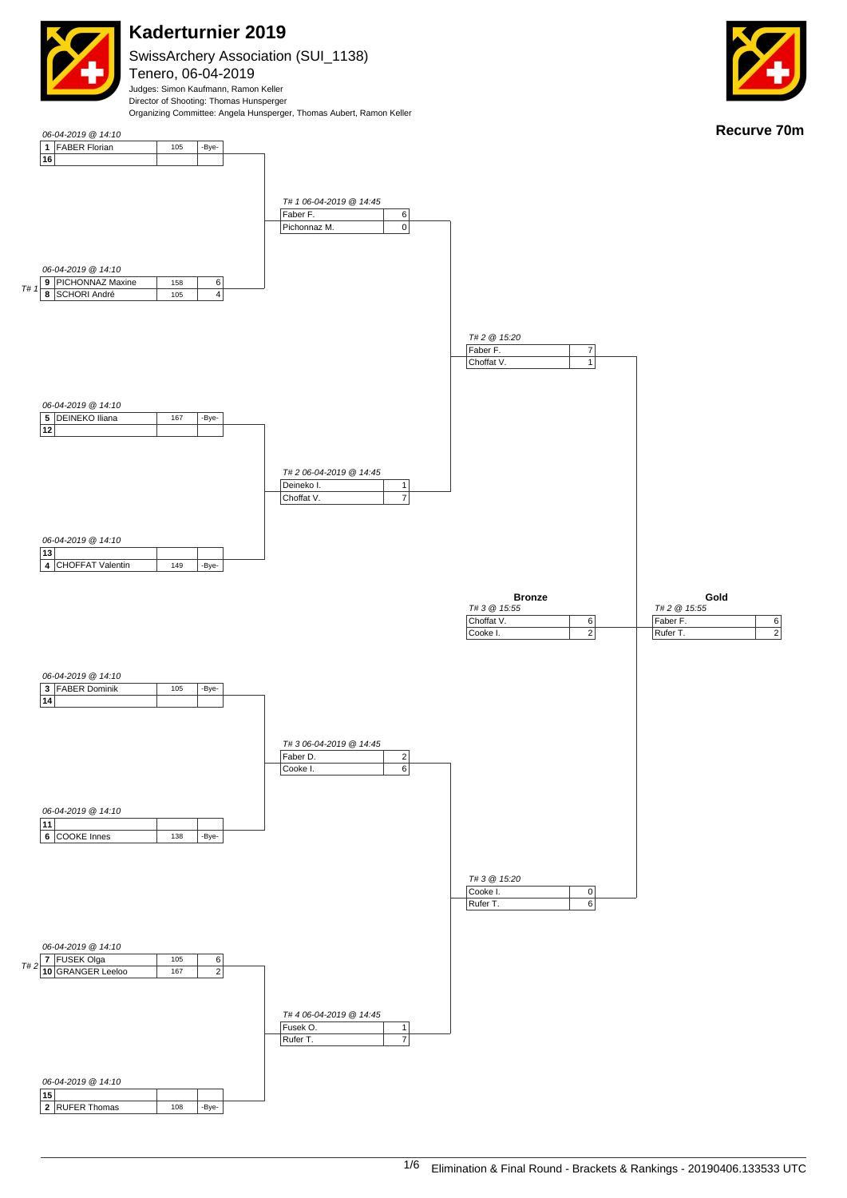# Kaderturnier 2019

SwissArchery Association (SUI_1138)

Tenero, 06-04-2019

Judges: Simon Kaufmann, Ramon Keller

Director of Shooting: Thomas Hunsperger

Organizing Committee: Angela Hunsperger, Thomas Aubert, Ramon Keller

**Recurve 70m**

## First Round — 06-04-2019 @ 14:10

| Target | Seed | Name | Score | Result |
|---|---|---|---|---|
| | 1 | FABER Florian | 105 | -Bye- |
| | 16 | | | |
| T# 1 | 9 | PICHONNAZ Maxine | 158 | 6 |
| T# 1 | 8 | SCHORI André | 105 | 4 |
| | 5 | DEINEKO Iliana | 167 | -Bye- |
| | 12 | | | |
| | 13 | | | |
| | 4 | CHOFFAT Valentin | 149 | -Bye- |
| | 3 | FABER Dominik | 105 | -Bye- |
| | 14 | | | |
| | 11 | | | |
| | 6 | COOKE Innes | 138 | -Bye- |
| T# 2 | 7 | FUSEK Olga | 105 | 6 |
| T# 2 | 10 | GRANGER Leeloo | 167 | 2 |
| | 15 | | | |
| | 2 | RUFER Thomas | 108 | -Bye- |

## Quarterfinals — 06-04-2019 @ 14:45

| Target | Name | Result |
|---|---|---|
| T# 1 | Faber F. | 6 |
| | Pichonnaz M. | 0 |
| T# 2 | Deineko I. | 1 |
| | Choffat V. | 7 |
| T# 3 | Faber D. | 2 |
| | Cooke I. | 6 |
| T# 4 | Fusek O. | 1 |
| | Rufer T. | 7 |

## Semifinals — @ 15:20

| Target | Name | Result |
|---|---|---|
| T# 2 | Faber F. | 7 |
| | Choffat V. | 1 |
| T# 3 | Cooke I. | 0 |
| | Rufer T. | 6 |

## Bronze — T# 3 @ 15:55

| Name | Result |
|---|---|
| Choffat V. | 6 |
| Cooke I. | 2 |

## Gold — T# 2 @ 15:55

| Name | Result |
|---|---|
| Faber F. | 6 |
| Rufer T. | 2 |

Elimination & Final Round - Brackets & Rankings - 20190406.133533 UTC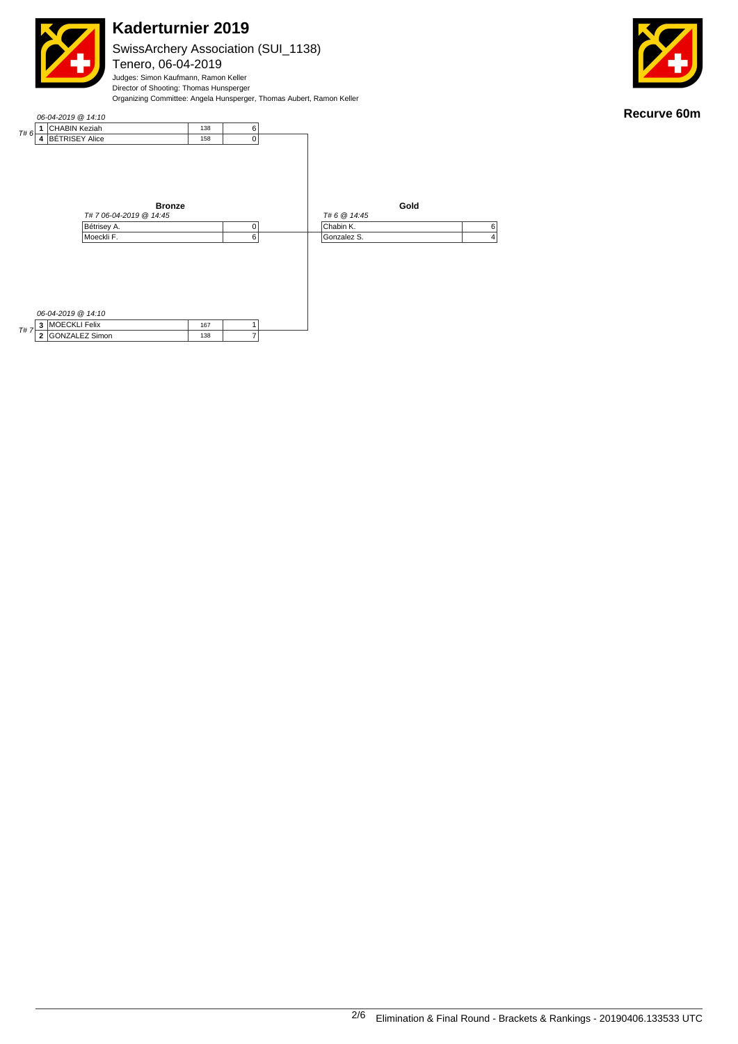# Kaderturnier 2019

SwissArchery Association (SUI_1138)

Tenero, 06-04-2019

Judges: Simon Kaufmann, Ramon Keller

Director of Shooting: Thomas Hunsperger

Organizing Committee: Angela Hunsperger, Thomas Aubert, Ramon Keller

**Recurve 60m**

*06-04-2019 @ 14:10*

| Target | Rank | Name | Score | Set Points |
|---|---|---|---|---|
| T# 6 | 1 | CHABIN Keziah | 138 | 6 |
| | 4 | BÉTRISEY Alice | 158 | 0 |

*06-04-2019 @ 14:10*

| Target | Rank | Name | Score | Set Points |
|---|---|---|---|---|
| T# 7 | 3 | MOECKLI Felix | 167 | 1 |
| | 2 | GONZALEZ Simon | 138 | 7 |

**Bronze**

*T# 7 06-04-2019 @ 14:45*

| Name | Set Points |
|---|---|
| Bétrisey A. | 0 |
| Moeckli F. | 6 |

**Gold**

*T# 6 @ 14:45*

| Name | Set Points |
|---|---|
| Chabin K. | 6 |
| Gonzalez S. | 4 |

Elimination & Final Round - Brackets & Rankings - 20190406.133533 UTC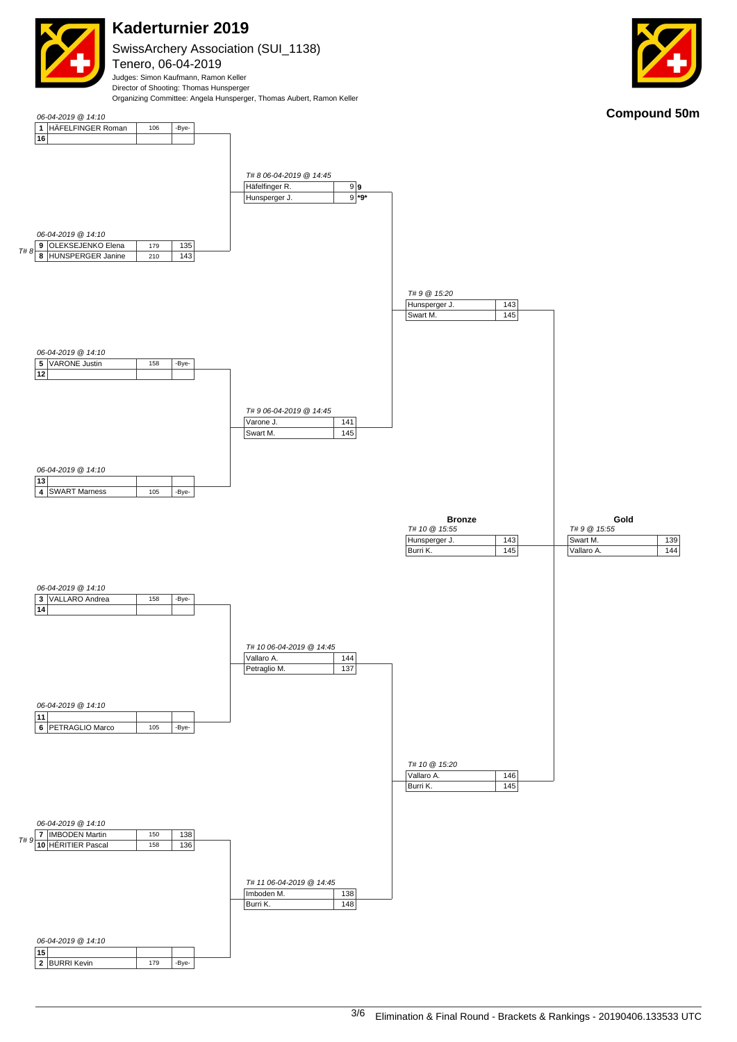# Kaderturnier 2019

SwissArchery Association (SUI_1138)

Tenero, 06-04-2019

Judges: Simon Kaufmann, Ramon Keller

Director of Shooting: Thomas Hunsperger

Organizing Committee: Angela Hunsperger, Thomas Aubert, Ramon Keller

## Compound 50m

### First Round (06-04-2019 @ 14:10)

| Target | Seed | Name | Rank score | Score |
|---|---|---|---|---|
| | 1 | HÄFELFINGER Roman | 106 | -Bye- |
| | 16 | | | |
| T# 8 | 9 | OLEKSEJENKO Elena | 179 | 135 |
| T# 8 | 8 | HUNSPERGER Janine | 210 | 143 |
| | 5 | VARONE Justin | 158 | -Bye- |
| | 12 | | | |
| | 13 | | | |
| | 4 | SWART Marness | 105 | -Bye- |
| | 3 | VALLARO Andrea | 158 | -Bye- |
| | 14 | | | |
| | 11 | | | |
| | 6 | PETRAGLIO Marco | 105 | -Bye- |
| T# 9 | 7 | IMBODEN Martin | 150 | 138 |
| T# 9 | 10 | HÉRITIER Pascal | 158 | 136 |
| | 15 | | | |
| | 2 | BURRI Kevin | 179 | -Bye- |

### Quarterfinals (06-04-2019 @ 14:45)

| Target | Name | Score | Shoot-off |
|---|---|---|---|
| T# 8 | Häfelfinger R. | 9 | 9 |
| T# 8 | Hunsperger J. | 9 | *9* |
| T# 9 | Varone J. | 141 | |
| T# 9 | Swart M. | 145 | |
| T# 10 | Vallaro A. | 144 | |
| T# 10 | Petraglio M. | 137 | |
| T# 11 | Imboden M. | 138 | |
| T# 11 | Burri K. | 148 | |

### Semifinals (@ 15:20)

| Target | Name | Score |
|---|---|---|
| T# 9 | Hunsperger J. | 143 |
| T# 9 | Swart M. | 145 |
| T# 10 | Vallaro A. | 146 |
| T# 10 | Burri K. | 145 |

### Bronze (T# 10 @ 15:55)

| Name | Score |
|---|---|
| Hunsperger J. | 143 |
| Burri K. | 145 |

### Gold (T# 9 @ 15:55)

| Name | Score |
|---|---|
| Swart M. | 139 |
| Vallaro A. | 144 |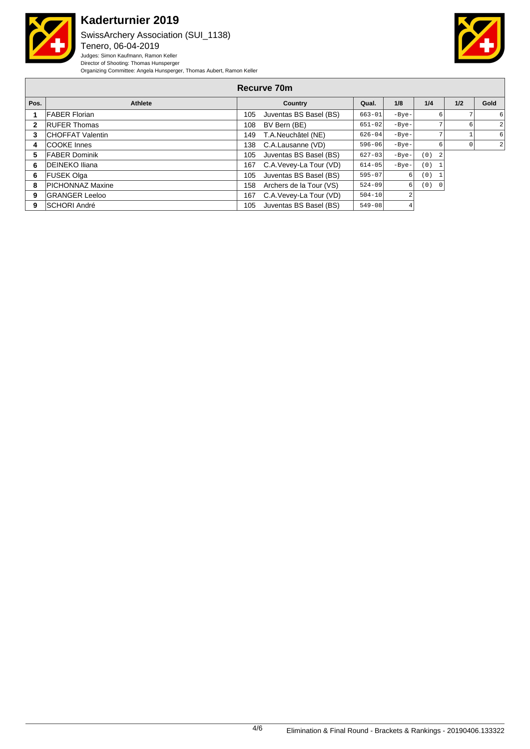# Kaderturnier 2019

SwissArchery Association (SUI_1138)
Tenero, 06-04-2019

Judges: Simon Kaufmann, Ramon Keller
Director of Shooting: Thomas Hunsperger
Organizing Committee: Angela Hunsperger, Thomas Aubert, Ramon Keller

## Recurve 70m

| Pos. | Athlete | Country | | Qual. | 1/8 | 1/4 | 1/2 | Gold |
|---|---|---|---|---|---|---|---|---|
| 1 | FABER Florian | 105 | Juventas BS Basel (BS) | 663-01 | -Bye- | 6 | 7 | 6 |
| 2 | RUFER Thomas | 108 | BV Bern (BE) | 651-02 | -Bye- | 7 | 6 | 2 |
| 3 | CHOFFAT Valentin | 149 | T.A.Neuchâtel (NE) | 626-04 | -Bye- | 7 | 1 | 6 |
| 4 | COOKE Innes | 138 | C.A.Lausanne (VD) | 596-06 | -Bye- | 6 | 0 | 2 |
| 5 | FABER Dominik | 105 | Juventas BS Basel (BS) | 627-03 | -Bye- | (0) 2 | | |
| 6 | DEINEKO Iliana | 167 | C.A.Vevey-La Tour (VD) | 614-05 | -Bye- | (0) 1 | | |
| 6 | FUSEK Olga | 105 | Juventas BS Basel (BS) | 595-07 | 6 | (0) 1 | | |
| 8 | PICHONNAZ Maxine | 158 | Archers de la Tour (VS) | 524-09 | 6 | (0) 0 | | |
| 9 | GRANGER Leeloo | 167 | C.A.Vevey-La Tour (VD) | 504-10 | 2 | | | |
| 9 | SCHORI André | 105 | Juventas BS Basel (BS) | 549-08 | 4 | | | |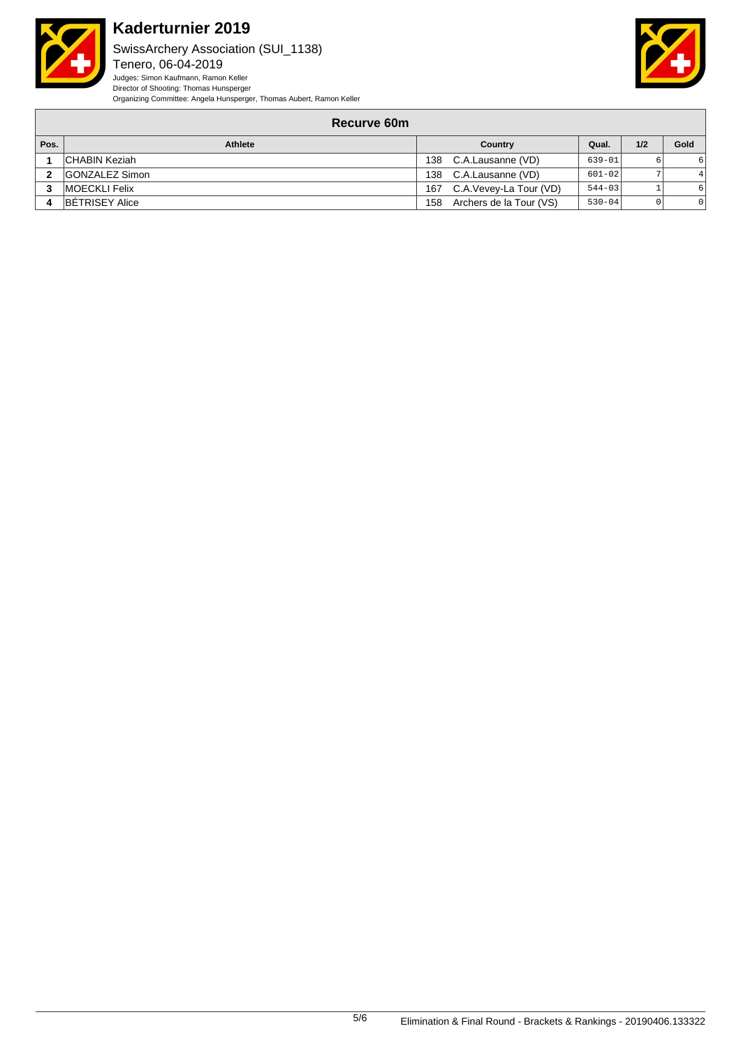# Kaderturnier 2019

SwissArchery Association (SUI_1138)
Tenero, 06-04-2019
Judges: Simon Kaufmann, Ramon Keller
Director of Shooting: Thomas Hunsperger
Organizing Committee: Angela Hunsperger, Thomas Aubert, Ramon Keller

## Recurve 60m

| Pos. | Athlete | Country | Qual. | 1/2 | Gold |
|---|---|---|---|---|---|
| 1 | CHABIN Keziah | 138 C.A.Lausanne (VD) | 639-01 | 6 | 6 |
| 2 | GONZALEZ Simon | 138 C.A.Lausanne (VD) | 601-02 | 7 | 4 |
| 3 | MOECKLI Felix | 167 C.A.Vevey-La Tour (VD) | 544-03 | 1 | 6 |
| 4 | BÉTRISEY Alice | 158 Archers de la Tour (VS) | 530-04 | 0 | 0 |

Elimination & Final Round - Brackets & Rankings - 20190406.133322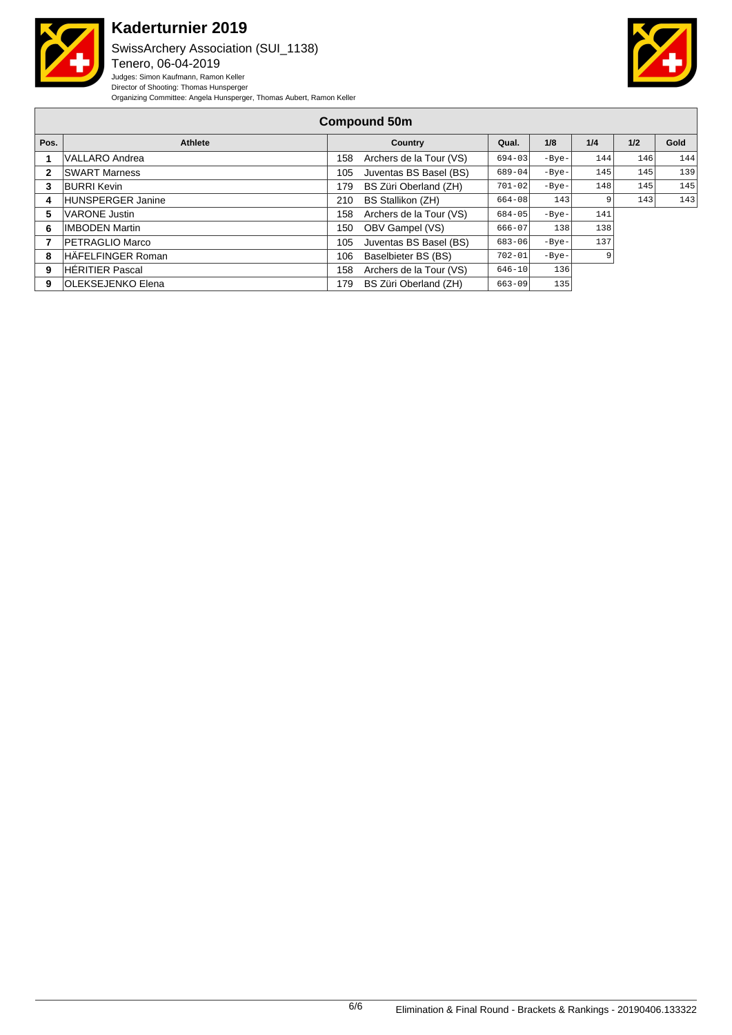# Kaderturnier 2019

SwissArchery Association (SUI_1138)
Tenero, 06-04-2019
Judges: Simon Kaufmann, Ramon Keller
Director of Shooting: Thomas Hunsperger
Organizing Committee: Angela Hunsperger, Thomas Aubert, Ramon Keller

## Compound 50m

| Pos. | Athlete | Country | | Qual. | 1/8 | 1/4 | 1/2 | Gold |
|---|---|---|---|---|---|---|---|---|
| 1 | VALLARO Andrea | 158 | Archers de la Tour (VS) | 694-03 | -Bye- | 144 | 146 | 144 |
| 2 | SWART Marness | 105 | Juventas BS Basel (BS) | 689-04 | -Bye- | 145 | 145 | 139 |
| 3 | BURRI Kevin | 179 | BS Züri Oberland (ZH) | 701-02 | -Bye- | 148 | 145 | 145 |
| 4 | HUNSPERGER Janine | 210 | BS Stallikon (ZH) | 664-08 | 143 | 9 | 143 | 143 |
| 5 | VARONE Justin | 158 | Archers de la Tour (VS) | 684-05 | -Bye- | 141 | | |
| 6 | IMBODEN Martin | 150 | OBV Gampel (VS) | 666-07 | 138 | 138 | | |
| 7 | PETRAGLIO Marco | 105 | Juventas BS Basel (BS) | 683-06 | -Bye- | 137 | | |
| 8 | HÄFELFINGER Roman | 106 | Baselbieter BS (BS) | 702-01 | -Bye- | 9 | | |
| 9 | HÉRITIER Pascal | 158 | Archers de la Tour (VS) | 646-10 | 136 | | | |
| 9 | OLEKSEJENKO Elena | 179 | BS Züri Oberland (ZH) | 663-09 | 135 | | | |

Elimination & Final Round - Brackets & Rankings - 20190406.133322